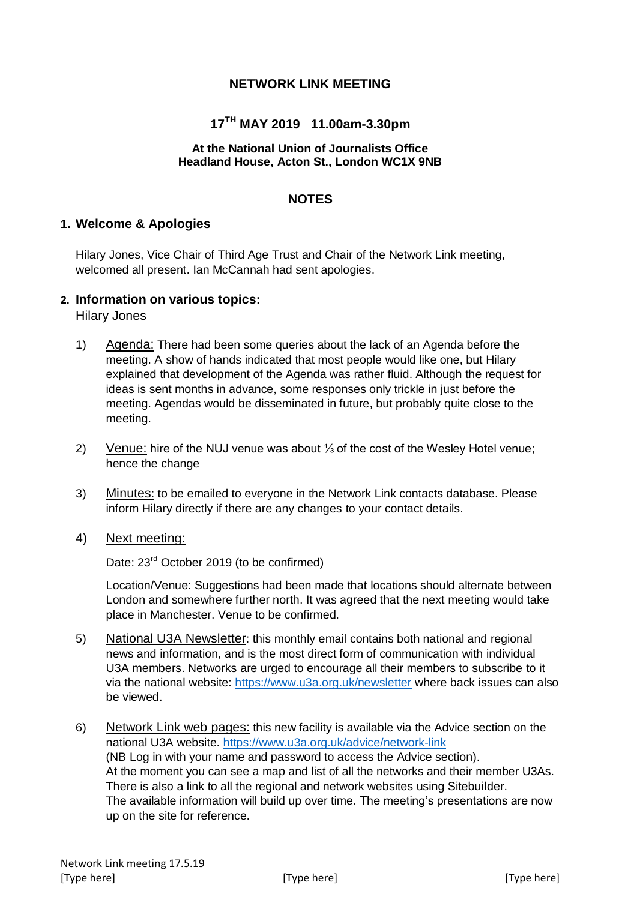# NETWORK LINK MEETING

## 17TH MAY 2019 11.00am-3.30pm

**At the National Union of Journalists Office**
**Headland House, Acton St., London WC1X 9NB**

## NOTES

### 1. Welcome & Apologies

Hilary Jones, Vice Chair of Third Age Trust and Chair of the Network Link meeting, welcomed all present. Ian McCannah had sent apologies.

### 2. Information on various topics:

Hilary Jones

1) Agenda: There had been some queries about the lack of an Agenda before the meeting. A show of hands indicated that most people would like one, but Hilary explained that development of the Agenda was rather fluid. Although the request for ideas is sent months in advance, some responses only trickle in just before the meeting. Agendas would be disseminated in future, but probably quite close to the meeting.

2) Venue: hire of the NUJ venue was about ⅓ of the cost of the Wesley Hotel venue; hence the change

3) Minutes: to be emailed to everyone in the Network Link contacts database. Please inform Hilary directly if there are any changes to your contact details.

4) Next meeting:

   Date: 23rd October 2019 (to be confirmed)

   Location/Venue: Suggestions had been made that locations should alternate between London and somewhere further north. It was agreed that the next meeting would take place in Manchester. Venue to be confirmed.

5) National U3A Newsletter: this monthly email contains both national and regional news and information, and is the most direct form of communication with individual U3A members. Networks are urged to encourage all their members to subscribe to it via the national website: https://www.u3a.org.uk/newsletter where back issues can also be viewed.

6) Network Link web pages: this new facility is available via the Advice section on the national U3A website. https://www.u3a.org.uk/advice/network-link
   (NB Log in with your name and password to access the Advice section).
   At the moment you can see a map and list of all the networks and their member U3As. There is also a link to all the regional and network websites using Sitebuilder.
   The available information will build up over time. The meeting's presentations are now up on the site for reference.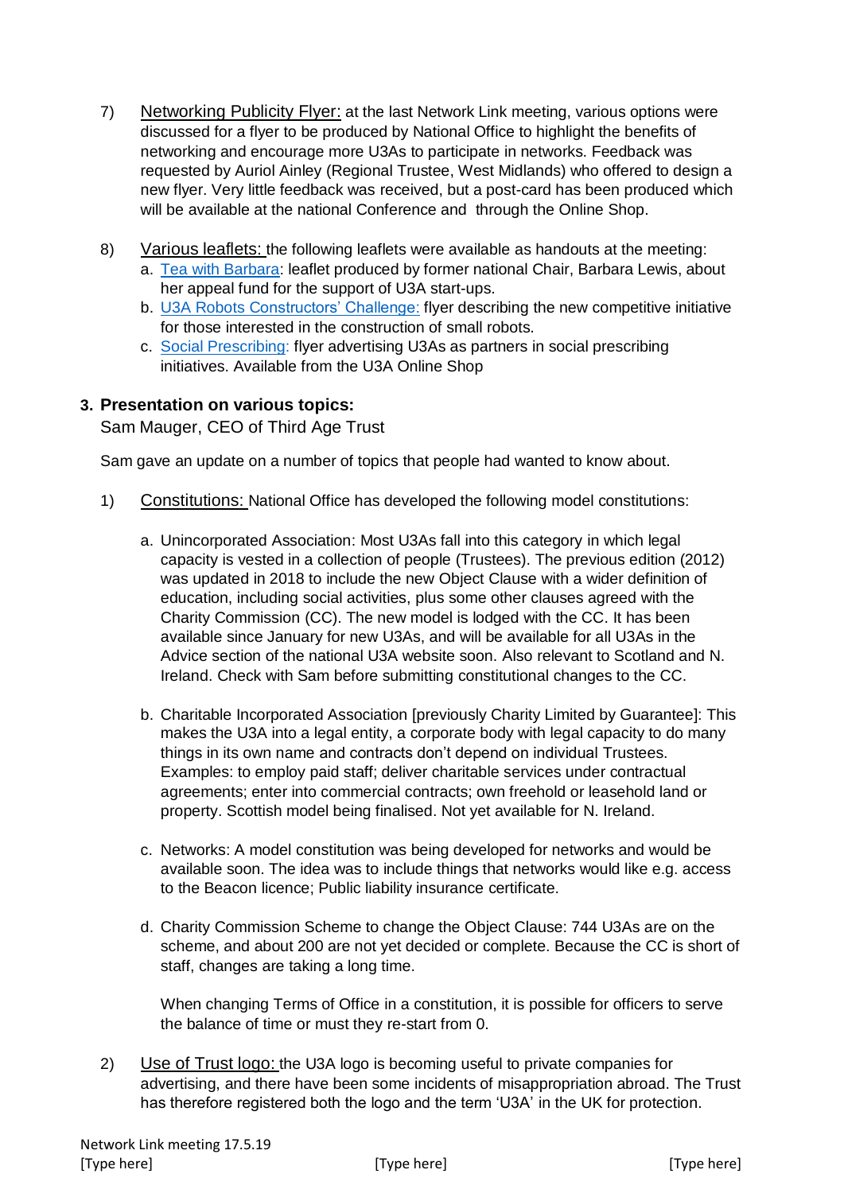7) Networking Publicity Flyer: at the last Network Link meeting, various options were discussed for a flyer to be produced by National Office to highlight the benefits of networking and encourage more U3As to participate in networks. Feedback was requested by Auriol Ainley (Regional Trustee, West Midlands) who offered to design a new flyer. Very little feedback was received, but a post-card has been produced which will be available at the national Conference and through the Online Shop.

8) Various leaflets: the following leaflets were available as handouts at the meeting:
   a. Tea with Barbara: leaflet produced by former national Chair, Barbara Lewis, about her appeal fund for the support of U3A start-ups.
   b. U3A Robots Constructors' Challenge: flyer describing the new competitive initiative for those interested in the construction of small robots.
   c. Social Prescribing: flyer advertising U3As as partners in social prescribing initiatives. Available from the U3A Online Shop

### 3. Presentation on various topics:

Sam Mauger, CEO of Third Age Trust

Sam gave an update on a number of topics that people had wanted to know about.

1) Constitutions: National Office has developed the following model constitutions:

   a. Unincorporated Association: Most U3As fall into this category in which legal capacity is vested in a collection of people (Trustees). The previous edition (2012) was updated in 2018 to include the new Object Clause with a wider definition of education, including social activities, plus some other clauses agreed with the Charity Commission (CC). The new model is lodged with the CC. It has been available since January for new U3As, and will be available for all U3As in the Advice section of the national U3A website soon. Also relevant to Scotland and N. Ireland. Check with Sam before submitting constitutional changes to the CC.

   b. Charitable Incorporated Association [previously Charity Limited by Guarantee]: This makes the U3A into a legal entity, a corporate body with legal capacity to do many things in its own name and contracts don't depend on individual Trustees. Examples: to employ paid staff; deliver charitable services under contractual agreements; enter into commercial contracts; own freehold or leasehold land or property. Scottish model being finalised. Not yet available for N. Ireland.

   c. Networks: A model constitution was being developed for networks and would be available soon. The idea was to include things that networks would like e.g. access to the Beacon licence; Public liability insurance certificate.

   d. Charity Commission Scheme to change the Object Clause: 744 U3As are on the scheme, and about 200 are not yet decided or complete. Because the CC is short of staff, changes are taking a long time.

      When changing Terms of Office in a constitution, it is possible for officers to serve the balance of time or must they re-start from 0.

2) Use of Trust logo: the U3A logo is becoming useful to private companies for advertising, and there have been some incidents of misappropriation abroad. The Trust has therefore registered both the logo and the term 'U3A' in the UK for protection.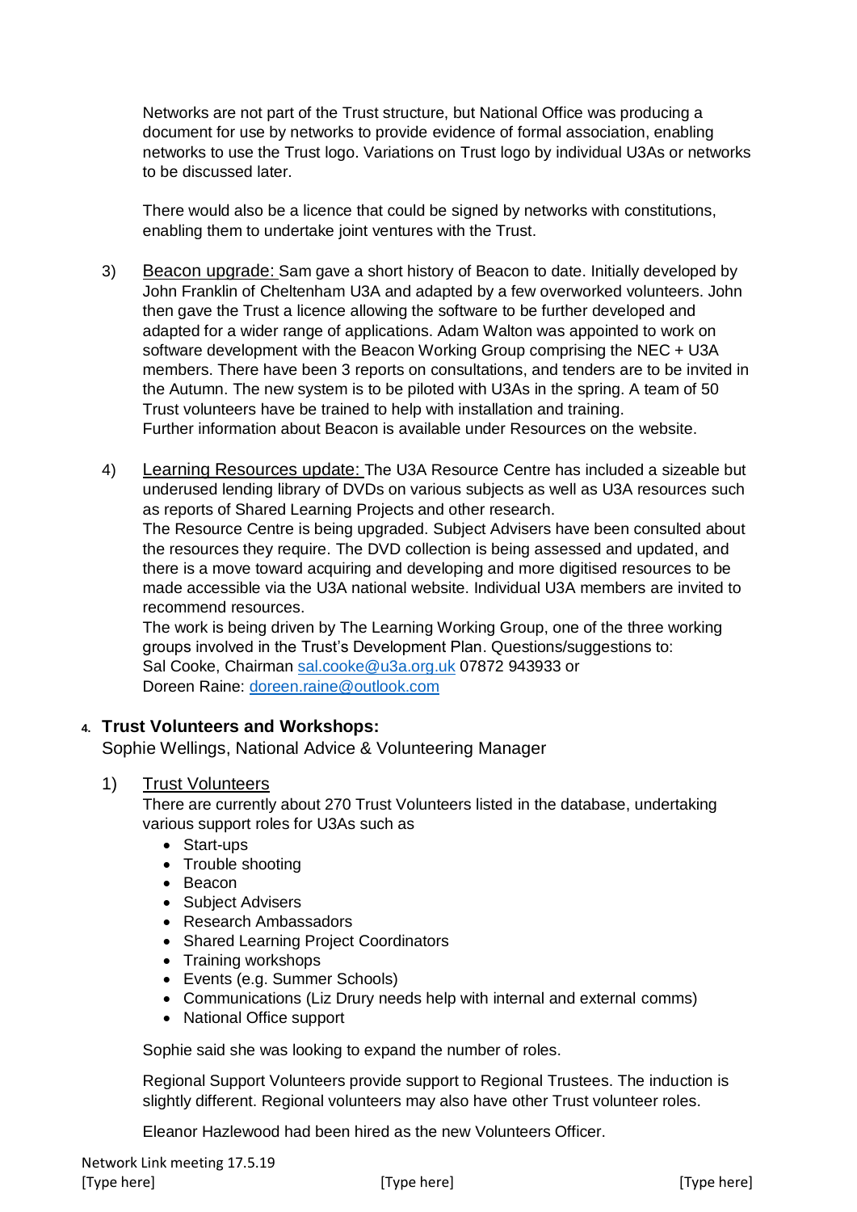Networks are not part of the Trust structure, but National Office was producing a document for use by networks to provide evidence of formal association, enabling networks to use the Trust logo. Variations on Trust logo by individual U3As or networks to be discussed later.

There would also be a licence that could be signed by networks with constitutions, enabling them to undertake joint ventures with the Trust.

3) <u>Beacon upgrade:</u> Sam gave a short history of Beacon to date. Initially developed by John Franklin of Cheltenham U3A and adapted by a few overworked volunteers. John then gave the Trust a licence allowing the software to be further developed and adapted for a wider range of applications. Adam Walton was appointed to work on software development with the Beacon Working Group comprising the NEC + U3A members. There have been 3 reports on consultations, and tenders are to be invited in the Autumn. The new system is to be piloted with U3As in the spring. A team of 50 Trust volunteers have be trained to help with installation and training.
Further information about Beacon is available under Resources on the website.

4) <u>Learning Resources update:</u> The U3A Resource Centre has included a sizeable but underused lending library of DVDs on various subjects as well as U3A resources such as reports of Shared Learning Projects and other research.
The Resource Centre is being upgraded. Subject Advisers have been consulted about the resources they require. The DVD collection is being assessed and updated, and there is a move toward acquiring and developing and more digitised resources to be made accessible via the U3A national website. Individual U3A members are invited to recommend resources.
The work is being driven by The Learning Working Group, one of the three working groups involved in the Trust's Development Plan. Questions/suggestions to:
Sal Cooke, Chairman sal.cooke@u3a.org.uk 07872 943933 or
Doreen Raine: doreen.raine@outlook.com

### 4. Trust Volunteers and Workshops:

Sophie Wellings, National Advice & Volunteering Manager

1) <u>Trust Volunteers</u>
There are currently about 270 Trust Volunteers listed in the database, undertaking various support roles for U3As such as

- Start-ups
- Trouble shooting
- Beacon
- Subject Advisers
- Research Ambassadors
- Shared Learning Project Coordinators
- Training workshops
- Events (e.g. Summer Schools)
- Communications (Liz Drury needs help with internal and external comms)
- National Office support

Sophie said she was looking to expand the number of roles.

Regional Support Volunteers provide support to Regional Trustees. The induction is slightly different. Regional volunteers may also have other Trust volunteer roles.

Eleanor Hazlewood had been hired as the new Volunteers Officer.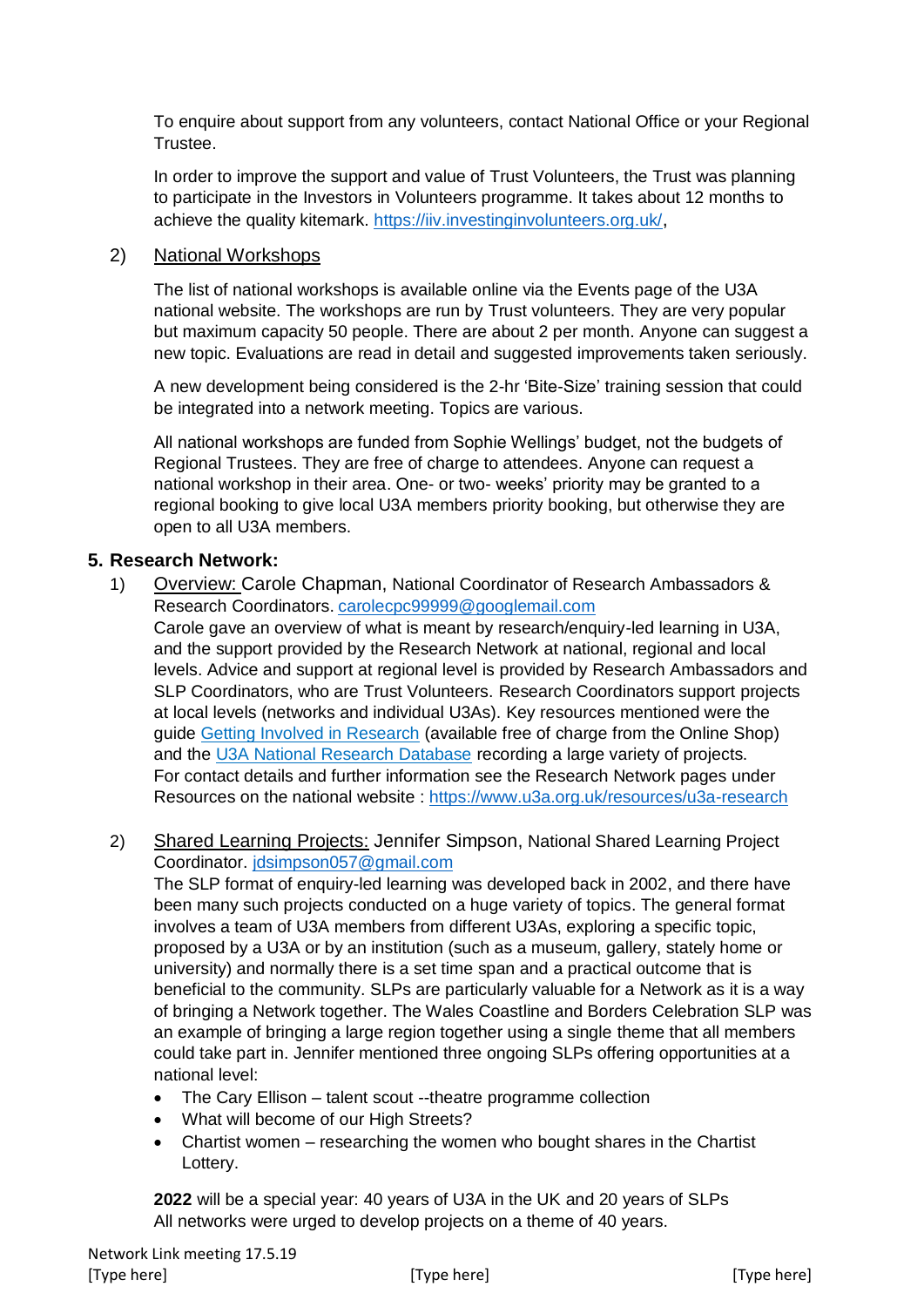To enquire about support from any volunteers, contact National Office or your Regional Trustee.

In order to improve the support and value of Trust Volunteers, the Trust was planning to participate in the Investors in Volunteers programme. It takes about 12 months to achieve the quality kitemark. https://iiv.investinginvolunteers.org.uk/,

2) National Workshops

The list of national workshops is available online via the Events page of the U3A national website. The workshops are run by Trust volunteers. They are very popular but maximum capacity 50 people. There are about 2 per month. Anyone can suggest a new topic. Evaluations are read in detail and suggested improvements taken seriously.

A new development being considered is the 2-hr 'Bite-Size' training session that could be integrated into a network meeting. Topics are various.

All national workshops are funded from Sophie Wellings' budget, not the budgets of Regional Trustees. They are free of charge to attendees. Anyone can request a national workshop in their area. One- or two- weeks' priority may be granted to a regional booking to give local U3A members priority booking, but otherwise they are open to all U3A members.

**5. Research Network:**

1) Overview: Carole Chapman, National Coordinator of Research Ambassadors & Research Coordinators. carolecpc99999@googlemail.com
Carole gave an overview of what is meant by research/enquiry-led learning in U3A, and the support provided by the Research Network at national, regional and local levels. Advice and support at regional level is provided by Research Ambassadors and SLP Coordinators, who are Trust Volunteers. Research Coordinators support projects at local levels (networks and individual U3As). Key resources mentioned were the guide Getting Involved in Research (available free of charge from the Online Shop) and the U3A National Research Database recording a large variety of projects.
For contact details and further information see the Research Network pages under Resources on the national website : https://www.u3a.org.uk/resources/u3a-research

2) Shared Learning Projects: Jennifer Simpson, National Shared Learning Project Coordinator. jdsimpson057@gmail.com
The SLP format of enquiry-led learning was developed back in 2002, and there have been many such projects conducted on a huge variety of topics. The general format involves a team of U3A members from different U3As, exploring a specific topic, proposed by a U3A or by an institution (such as a museum, gallery, stately home or university) and normally there is a set time span and a practical outcome that is beneficial to the community. SLPs are particularly valuable for a Network as it is a way of bringing a Network together. The Wales Coastline and Borders Celebration SLP was an example of bringing a large region together using a single theme that all members could take part in. Jennifer mentioned three ongoing SLPs offering opportunities at a national level:
   - The Cary Ellison – talent scout --theatre programme collection
   - What will become of our High Streets?
   - Chartist women – researching the women who bought shares in the Chartist Lottery.

   **2022** will be a special year: 40 years of U3A in the UK and 20 years of SLPs
   All networks were urged to develop projects on a theme of 40 years.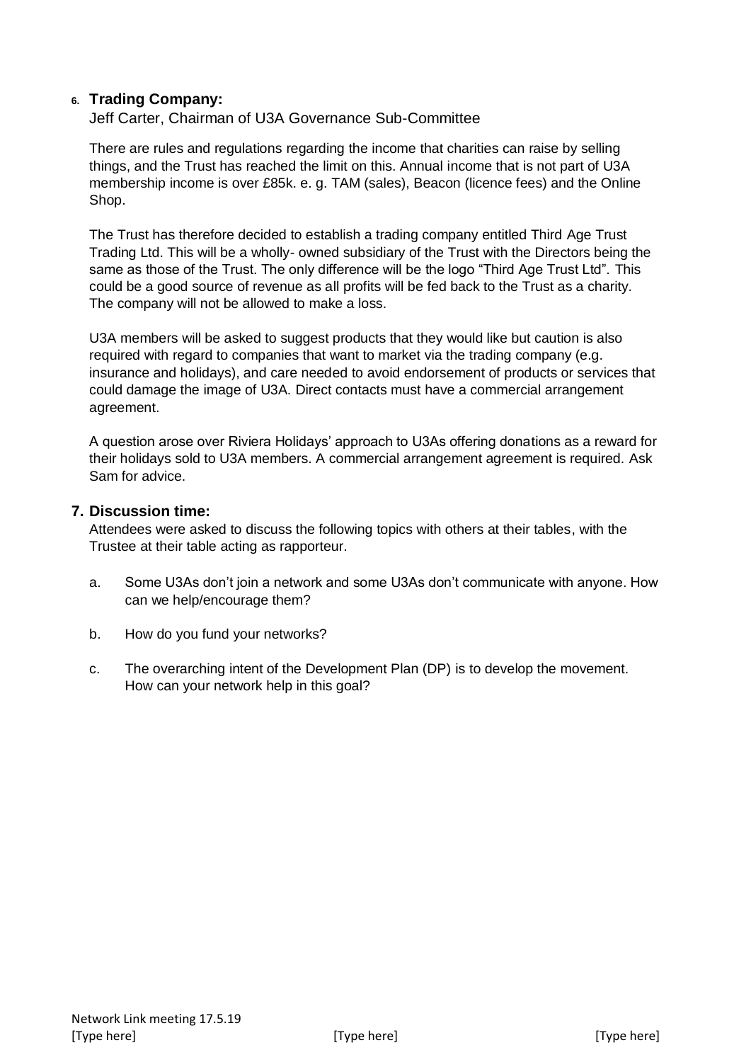## 6. Trading Company:

Jeff Carter, Chairman of U3A Governance Sub-Committee

There are rules and regulations regarding the income that charities can raise by selling things, and the Trust has reached the limit on this. Annual income that is not part of U3A membership income is over £85k. e. g. TAM (sales), Beacon (licence fees) and the Online Shop.

The Trust has therefore decided to establish a trading company entitled Third Age Trust Trading Ltd. This will be a wholly- owned subsidiary of the Trust with the Directors being the same as those of the Trust. The only difference will be the logo "Third Age Trust Ltd". This could be a good source of revenue as all profits will be fed back to the Trust as a charity. The company will not be allowed to make a loss.

U3A members will be asked to suggest products that they would like but caution is also required with regard to companies that want to market via the trading company (e.g. insurance and holidays), and care needed to avoid endorsement of products or services that could damage the image of U3A. Direct contacts must have a commercial arrangement agreement.

A question arose over Riviera Holidays' approach to U3As offering donations as a reward for their holidays sold to U3A members. A commercial arrangement agreement is required. Ask Sam for advice.

## 7. Discussion time:

Attendees were asked to discuss the following topics with others at their tables, with the Trustee at their table acting as rapporteur.

a. Some U3As don't join a network and some U3As don't communicate with anyone. How can we help/encourage them?

b. How do you fund your networks?

c. The overarching intent of the Development Plan (DP) is to develop the movement. How can your network help in this goal?